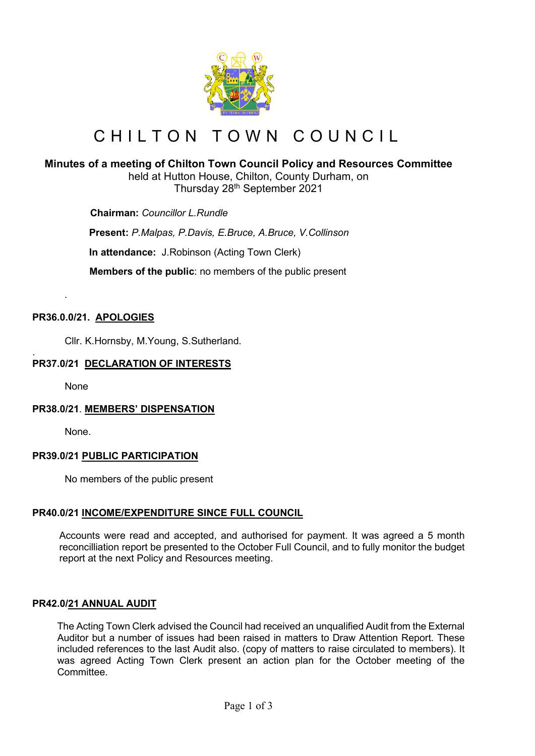# C H I L T O N   T O W N   C O U N C I L

## Minutes of a meeting of Chilton Town Council Policy and Resources Committee

held at Hutton House, Chilton, County Durham, on
Thursday 28th September 2021

**Chairman:** *Councillor L.Rundle*

**Present:** *P.Malpas, P.Davis, E.Bruce, A.Bruce, V.Collinson*

**In attendance:** J.Robinson (Acting Town Clerk)

**Members of the public**: no members of the public present

.

### PR36.0.0/21. APOLOGIES

Cllr. K.Hornsby, M.Young, S.Sutherland.

.

### PR37.0/21 DECLARATION OF INTERESTS

None

### PR38.0/21. MEMBERS' DISPENSATION

None.

### PR39.0/21 PUBLIC PARTICIPATION

No members of the public present

### PR40.0/21 INCOME/EXPENDITURE SINCE FULL COUNCIL

Accounts were read and accepted, and authorised for payment. It was agreed a 5 month reconcilliation report be presented to the October Full Council, and to fully monitor the budget report at the next Policy and Resources meeting.

### PR42.0/21 ANNUAL AUDIT

The Acting Town Clerk advised the Council had received an unqualified Audit from the External Auditor but a number of issues had been raised in matters to Draw Attention Report. These included references to the last Audit also. (copy of matters to raise circulated to members). It was agreed Acting Town Clerk present an action plan for the October meeting of the Committee.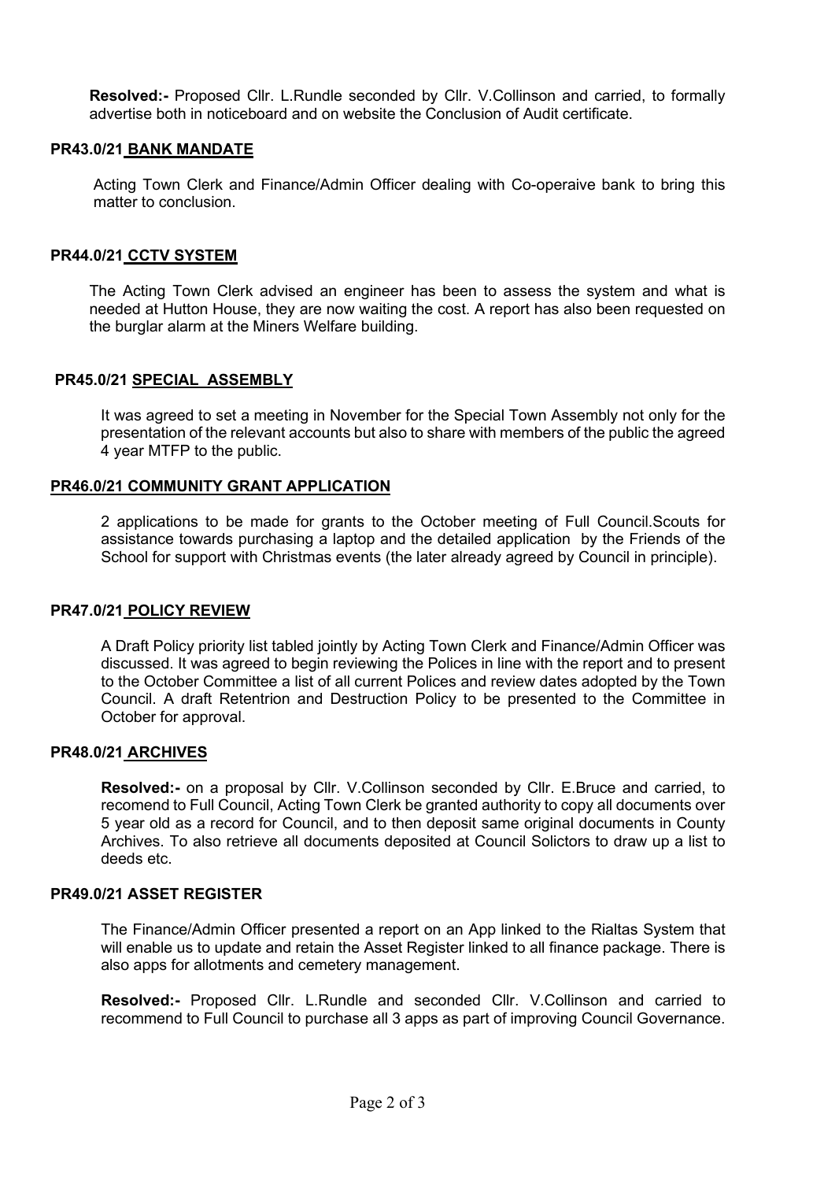**Resolved:-** Proposed Cllr. L.Rundle seconded by Cllr. V.Collinson and carried, to formally advertise both in noticeboard and on website the Conclusion of Audit certificate.

### PR43.0/21 BANK MANDATE

Acting Town Clerk and Finance/Admin Officer dealing with Co-operaive bank to bring this matter to conclusion.

### PR44.0/21 CCTV SYSTEM

The Acting Town Clerk advised an engineer has been to assess the system and what is needed at Hutton House, they are now waiting the cost. A report has also been requested on the burglar alarm at the Miners Welfare building.

### PR45.0/21 SPECIAL ASSEMBLY

It was agreed to set a meeting in November for the Special Town Assembly not only for the presentation of the relevant accounts but also to share with members of the public the agreed 4 year MTFP to the public.

### PR46.0/21 COMMUNITY GRANT APPLICATION

2 applications to be made for grants to the October meeting of Full Council.Scouts for assistance towards purchasing a laptop and the detailed application by the Friends of the School for support with Christmas events (the later already agreed by Council in principle).

### PR47.0/21 POLICY REVIEW

A Draft Policy priority list tabled jointly by Acting Town Clerk and Finance/Admin Officer was discussed. It was agreed to begin reviewing the Polices in line with the report and to present to the October Committee a list of all current Polices and review dates adopted by the Town Council. A draft Retentrion and Destruction Policy to be presented to the Committee in October for approval.

### PR48.0/21 ARCHIVES

**Resolved:-** on a proposal by Cllr. V.Collinson seconded by Cllr. E.Bruce and carried, to recomend to Full Council, Acting Town Clerk be granted authority to copy all documents over 5 year old as a record for Council, and to then deposit same original documents in County Archives. To also retrieve all documents deposited at Council Solictors to draw up a list to deeds etc.

### PR49.0/21 ASSET REGISTER

The Finance/Admin Officer presented a report on an App linked to the Rialtas System that will enable us to update and retain the Asset Register linked to all finance package. There is also apps for allotments and cemetery management.

**Resolved:-** Proposed Cllr. L.Rundle and seconded Cllr. V.Collinson and carried to recommend to Full Council to purchase all 3 apps as part of improving Council Governance.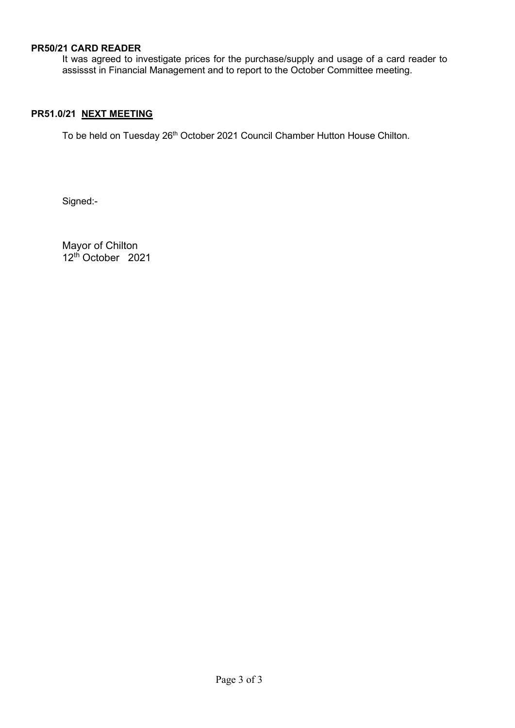**PR50/21 CARD READER**

It was agreed to investigate prices for the purchase/supply and usage of a card reader to assissst in Financial Management and to report to the October Committee meeting.

**PR51.0/21 <u>NEXT MEETING</u>**

To be held on Tuesday 26th October 2021 Council Chamber Hutton House Chilton.

Signed:-

Mayor of Chilton
12th October 2021